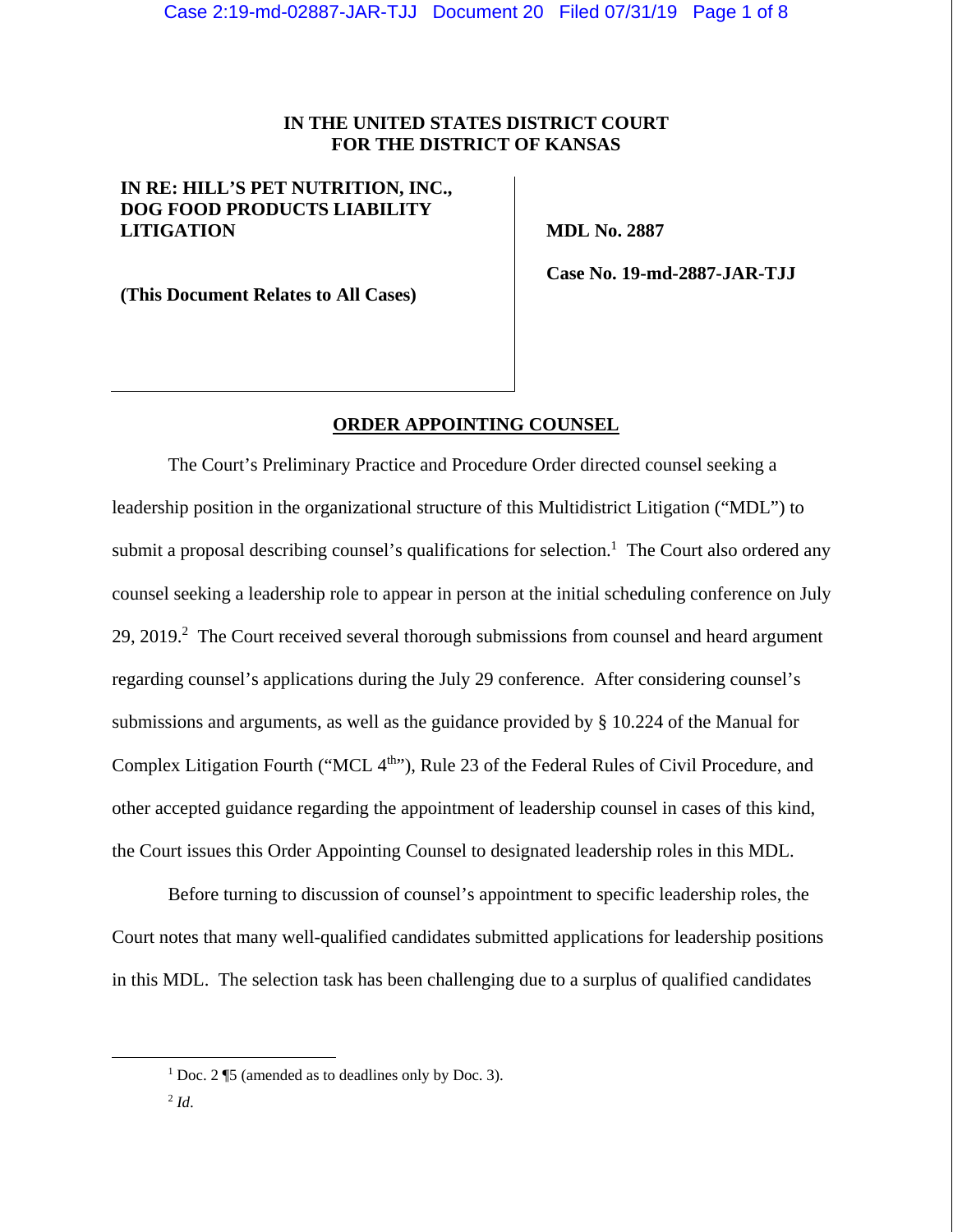**IN THE UNITED STATES DISTRICT COURT**
**FOR THE DISTRICT OF KANSAS**

| | |
|---|---|
| **IN RE: HILL'S PET NUTRITION, INC., DOG FOOD PRODUCTS LIABILITY LITIGATION** | **MDL No. 2887** |
| **(This Document Relates to All Cases)** | **Case No. 19-md-2887-JAR-TJJ** |

**ORDER APPOINTING COUNSEL**

The Court's Preliminary Practice and Procedure Order directed counsel seeking a leadership position in the organizational structure of this Multidistrict Litigation ("MDL") to submit a proposal describing counsel's qualifications for selection.[1] The Court also ordered any counsel seeking a leadership role to appear in person at the initial scheduling conference on July 29, 2019.[2] The Court received several thorough submissions from counsel and heard argument regarding counsel's applications during the July 29 conference. After considering counsel's submissions and arguments, as well as the guidance provided by § 10.224 of the Manual for Complex Litigation Fourth ("MCL 4th"), Rule 23 of the Federal Rules of Civil Procedure, and other accepted guidance regarding the appointment of leadership counsel in cases of this kind, the Court issues this Order Appointing Counsel to designated leadership roles in this MDL.

Before turning to discussion of counsel's appointment to specific leadership roles, the Court notes that many well-qualified candidates submitted applications for leadership positions in this MDL. The selection task has been challenging due to a surplus of qualified candidates

---

[1] Doc. 2 ¶5 (amended as to deadlines only by Doc. 3).

[2] *Id.*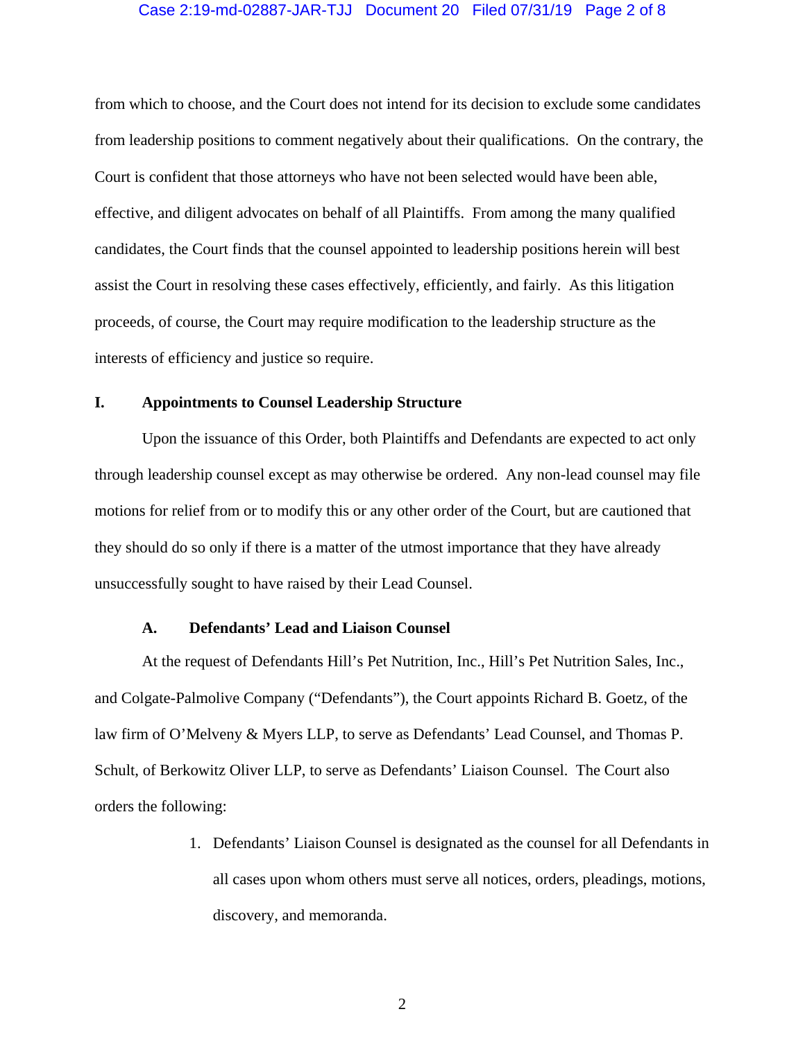from which to choose, and the Court does not intend for its decision to exclude some candidates from leadership positions to comment negatively about their qualifications. On the contrary, the Court is confident that those attorneys who have not been selected would have been able, effective, and diligent advocates on behalf of all Plaintiffs. From among the many qualified candidates, the Court finds that the counsel appointed to leadership positions herein will best assist the Court in resolving these cases effectively, efficiently, and fairly. As this litigation proceeds, of course, the Court may require modification to the leadership structure as the interests of efficiency and justice so require.

## I. Appointments to Counsel Leadership Structure

Upon the issuance of this Order, both Plaintiffs and Defendants are expected to act only through leadership counsel except as may otherwise be ordered. Any non-lead counsel may file motions for relief from or to modify this or any other order of the Court, but are cautioned that they should do so only if there is a matter of the utmost importance that they have already unsuccessfully sought to have raised by their Lead Counsel.

### A. Defendants' Lead and Liaison Counsel

At the request of Defendants Hill's Pet Nutrition, Inc., Hill's Pet Nutrition Sales, Inc., and Colgate-Palmolive Company ("Defendants"), the Court appoints Richard B. Goetz, of the law firm of O'Melveny & Myers LLP, to serve as Defendants' Lead Counsel, and Thomas P. Schult, of Berkowitz Oliver LLP, to serve as Defendants' Liaison Counsel. The Court also orders the following:

1. Defendants' Liaison Counsel is designated as the counsel for all Defendants in all cases upon whom others must serve all notices, orders, pleadings, motions, discovery, and memoranda.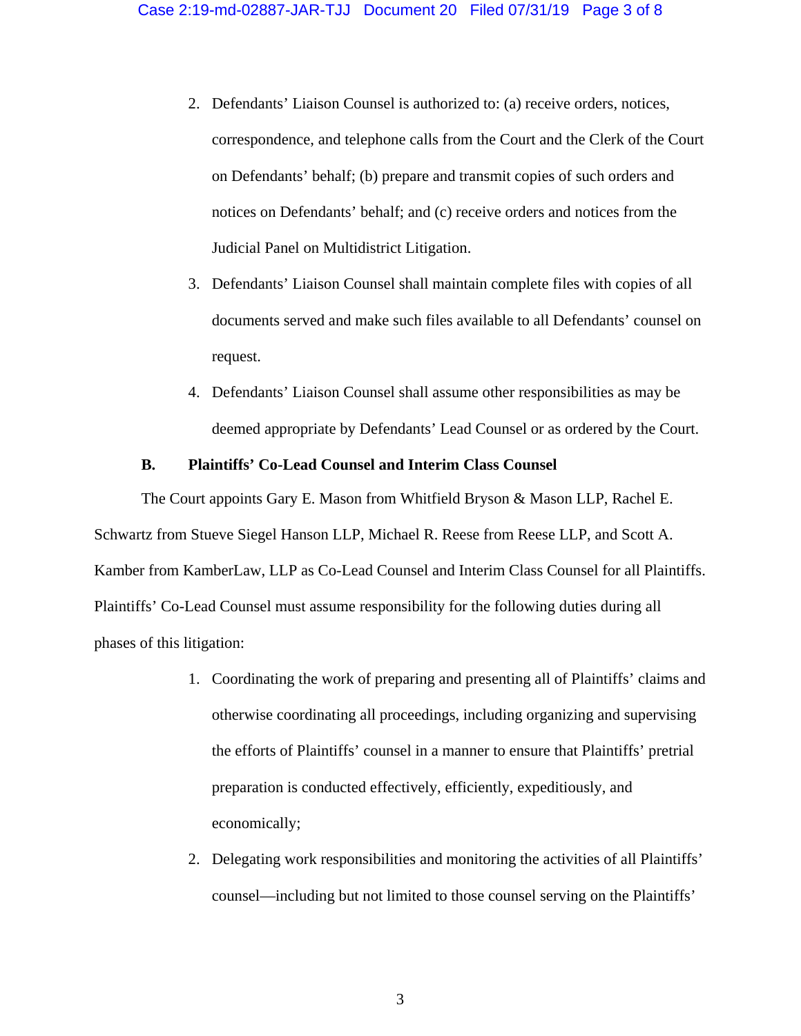2. Defendants' Liaison Counsel is authorized to: (a) receive orders, notices, correspondence, and telephone calls from the Court and the Clerk of the Court on Defendants' behalf; (b) prepare and transmit copies of such orders and notices on Defendants' behalf; and (c) receive orders and notices from the Judicial Panel on Multidistrict Litigation.

3. Defendants' Liaison Counsel shall maintain complete files with copies of all documents served and make such files available to all Defendants' counsel on request.

4. Defendants' Liaison Counsel shall assume other responsibilities as may be deemed appropriate by Defendants' Lead Counsel or as ordered by the Court.

### B. Plaintiffs' Co-Lead Counsel and Interim Class Counsel

The Court appoints Gary E. Mason from Whitfield Bryson & Mason LLP, Rachel E. Schwartz from Stueve Siegel Hanson LLP, Michael R. Reese from Reese LLP, and Scott A. Kamber from KamberLaw, LLP as Co-Lead Counsel and Interim Class Counsel for all Plaintiffs. Plaintiffs' Co-Lead Counsel must assume responsibility for the following duties during all phases of this litigation:

1. Coordinating the work of preparing and presenting all of Plaintiffs' claims and otherwise coordinating all proceedings, including organizing and supervising the efforts of Plaintiffs' counsel in a manner to ensure that Plaintiffs' pretrial preparation is conducted effectively, efficiently, expeditiously, and economically;

2. Delegating work responsibilities and monitoring the activities of all Plaintiffs' counsel—including but not limited to those counsel serving on the Plaintiffs'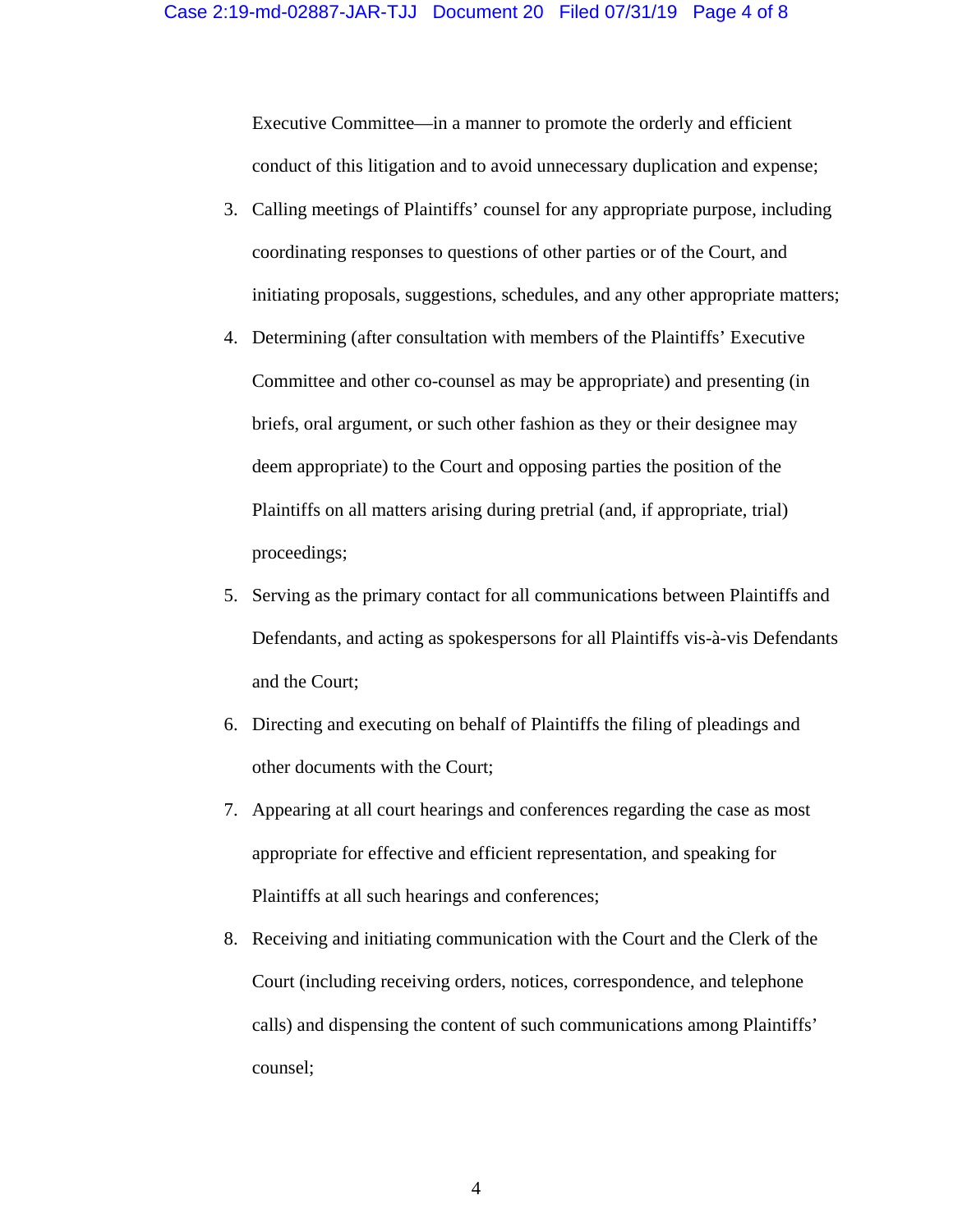Executive Committee—in a manner to promote the orderly and efficient conduct of this litigation and to avoid unnecessary duplication and expense;

3. Calling meetings of Plaintiffs' counsel for any appropriate purpose, including coordinating responses to questions of other parties or of the Court, and initiating proposals, suggestions, schedules, and any other appropriate matters;
4. Determining (after consultation with members of the Plaintiffs' Executive Committee and other co-counsel as may be appropriate) and presenting (in briefs, oral argument, or such other fashion as they or their designee may deem appropriate) to the Court and opposing parties the position of the Plaintiffs on all matters arising during pretrial (and, if appropriate, trial) proceedings;
5. Serving as the primary contact for all communications between Plaintiffs and Defendants, and acting as spokespersons for all Plaintiffs vis-à-vis Defendants and the Court;
6. Directing and executing on behalf of Plaintiffs the filing of pleadings and other documents with the Court;
7. Appearing at all court hearings and conferences regarding the case as most appropriate for effective and efficient representation, and speaking for Plaintiffs at all such hearings and conferences;
8. Receiving and initiating communication with the Court and the Clerk of the Court (including receiving orders, notices, correspondence, and telephone calls) and dispensing the content of such communications among Plaintiffs' counsel;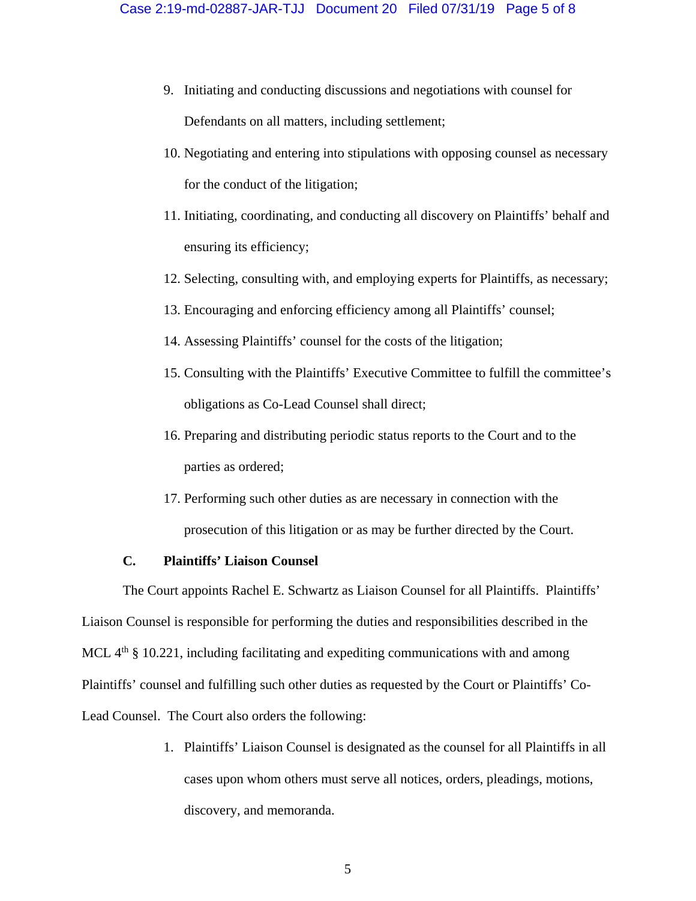9. Initiating and conducting discussions and negotiations with counsel for Defendants on all matters, including settlement;
10. Negotiating and entering into stipulations with opposing counsel as necessary for the conduct of the litigation;
11. Initiating, coordinating, and conducting all discovery on Plaintiffs' behalf and ensuring its efficiency;
12. Selecting, consulting with, and employing experts for Plaintiffs, as necessary;
13. Encouraging and enforcing efficiency among all Plaintiffs' counsel;
14. Assessing Plaintiffs' counsel for the costs of the litigation;
15. Consulting with the Plaintiffs' Executive Committee to fulfill the committee's obligations as Co-Lead Counsel shall direct;
16. Preparing and distributing periodic status reports to the Court and to the parties as ordered;
17. Performing such other duties as are necessary in connection with the prosecution of this litigation or as may be further directed by the Court.

**C. Plaintiffs' Liaison Counsel**

The Court appoints Rachel E. Schwartz as Liaison Counsel for all Plaintiffs. Plaintiffs' Liaison Counsel is responsible for performing the duties and responsibilities described in the MCL 4th § 10.221, including facilitating and expediting communications with and among Plaintiffs' counsel and fulfilling such other duties as requested by the Court or Plaintiffs' Co-Lead Counsel. The Court also orders the following:

1. Plaintiffs' Liaison Counsel is designated as the counsel for all Plaintiffs in all cases upon whom others must serve all notices, orders, pleadings, motions, discovery, and memoranda.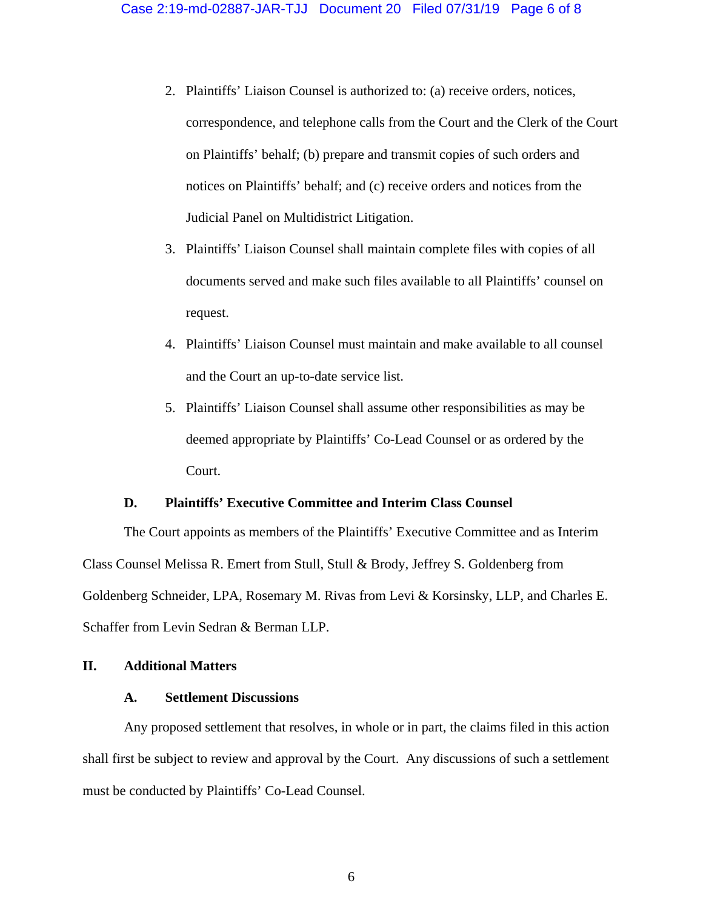2. Plaintiffs' Liaison Counsel is authorized to: (a) receive orders, notices, correspondence, and telephone calls from the Court and the Clerk of the Court on Plaintiffs' behalf; (b) prepare and transmit copies of such orders and notices on Plaintiffs' behalf; and (c) receive orders and notices from the Judicial Panel on Multidistrict Litigation.
3. Plaintiffs' Liaison Counsel shall maintain complete files with copies of all documents served and make such files available to all Plaintiffs' counsel on request.
4. Plaintiffs' Liaison Counsel must maintain and make available to all counsel and the Court an up-to-date service list.
5. Plaintiffs' Liaison Counsel shall assume other responsibilities as may be deemed appropriate by Plaintiffs' Co-Lead Counsel or as ordered by the Court.

### D. Plaintiffs' Executive Committee and Interim Class Counsel

The Court appoints as members of the Plaintiffs' Executive Committee and as Interim Class Counsel Melissa R. Emert from Stull, Stull & Brody, Jeffrey S. Goldenberg from Goldenberg Schneider, LPA, Rosemary M. Rivas from Levi & Korsinsky, LLP, and Charles E. Schaffer from Levin Sedran & Berman LLP.

## II. Additional Matters

### A. Settlement Discussions

Any proposed settlement that resolves, in whole or in part, the claims filed in this action shall first be subject to review and approval by the Court. Any discussions of such a settlement must be conducted by Plaintiffs' Co-Lead Counsel.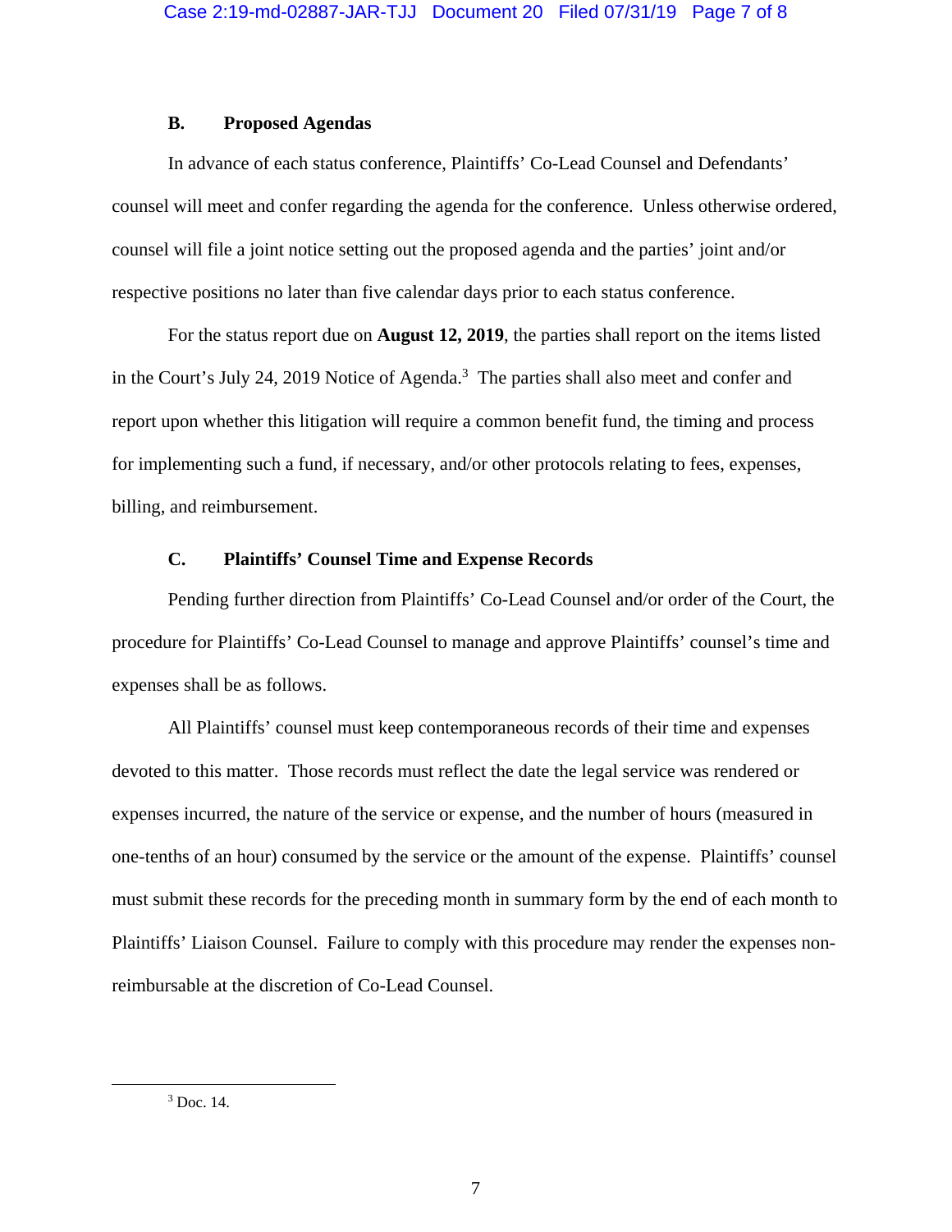### B. Proposed Agendas

In advance of each status conference, Plaintiffs' Co-Lead Counsel and Defendants' counsel will meet and confer regarding the agenda for the conference. Unless otherwise ordered, counsel will file a joint notice setting out the proposed agenda and the parties' joint and/or respective positions no later than five calendar days prior to each status conference.

For the status report due on **August 12, 2019**, the parties shall report on the items listed in the Court's July 24, 2019 Notice of Agenda.[3] The parties shall also meet and confer and report upon whether this litigation will require a common benefit fund, the timing and process for implementing such a fund, if necessary, and/or other protocols relating to fees, expenses, billing, and reimbursement.

### C. Plaintiffs' Counsel Time and Expense Records

Pending further direction from Plaintiffs' Co-Lead Counsel and/or order of the Court, the procedure for Plaintiffs' Co-Lead Counsel to manage and approve Plaintiffs' counsel's time and expenses shall be as follows.

All Plaintiffs' counsel must keep contemporaneous records of their time and expenses devoted to this matter. Those records must reflect the date the legal service was rendered or expenses incurred, the nature of the service or expense, and the number of hours (measured in one-tenths of an hour) consumed by the service or the amount of the expense. Plaintiffs' counsel must submit these records for the preceding month in summary form by the end of each month to Plaintiffs' Liaison Counsel. Failure to comply with this procedure may render the expenses non-reimbursable at the discretion of Co-Lead Counsel.

---

[3] Doc. 14.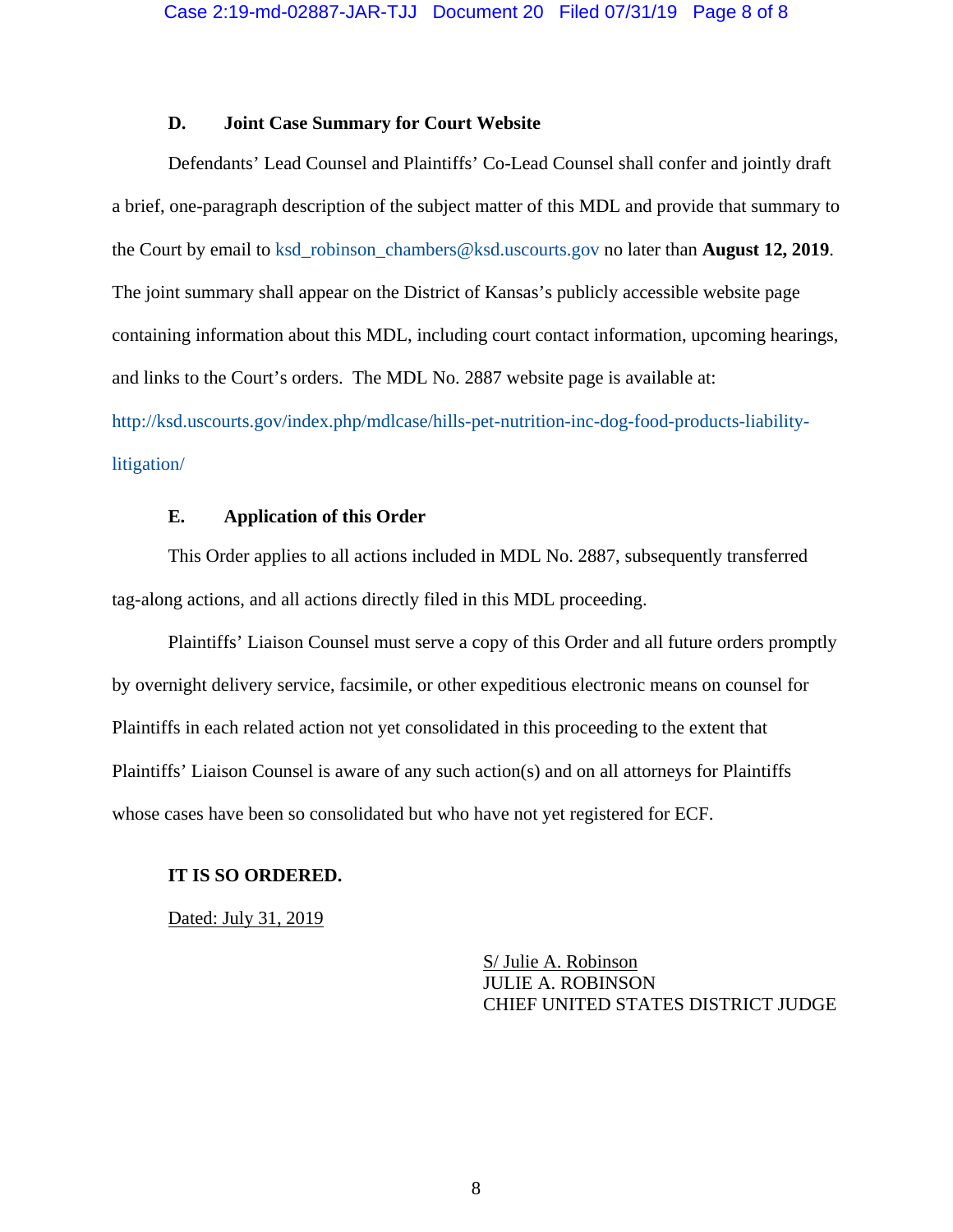**D. Joint Case Summary for Court Website**

Defendants' Lead Counsel and Plaintiffs' Co-Lead Counsel shall confer and jointly draft a brief, one-paragraph description of the subject matter of this MDL and provide that summary to the Court by email to ksd_robinson_chambers@ksd.uscourts.gov no later than **August 12, 2019**. The joint summary shall appear on the District of Kansas's publicly accessible website page containing information about this MDL, including court contact information, upcoming hearings, and links to the Court's orders. The MDL No. 2887 website page is available at: http://ksd.uscourts.gov/index.php/mdlcase/hills-pet-nutrition-inc-dog-food-products-liability-litigation/

**E. Application of this Order**

This Order applies to all actions included in MDL No. 2887, subsequently transferred tag-along actions, and all actions directly filed in this MDL proceeding.

Plaintiffs' Liaison Counsel must serve a copy of this Order and all future orders promptly by overnight delivery service, facsimile, or other expeditious electronic means on counsel for Plaintiffs in each related action not yet consolidated in this proceeding to the extent that Plaintiffs' Liaison Counsel is aware of any such action(s) and on all attorneys for Plaintiffs whose cases have been so consolidated but who have not yet registered for ECF.

**IT IS SO ORDERED.**

Dated: July 31, 2019

S/ Julie A. Robinson
JULIE A. ROBINSON
CHIEF UNITED STATES DISTRICT JUDGE